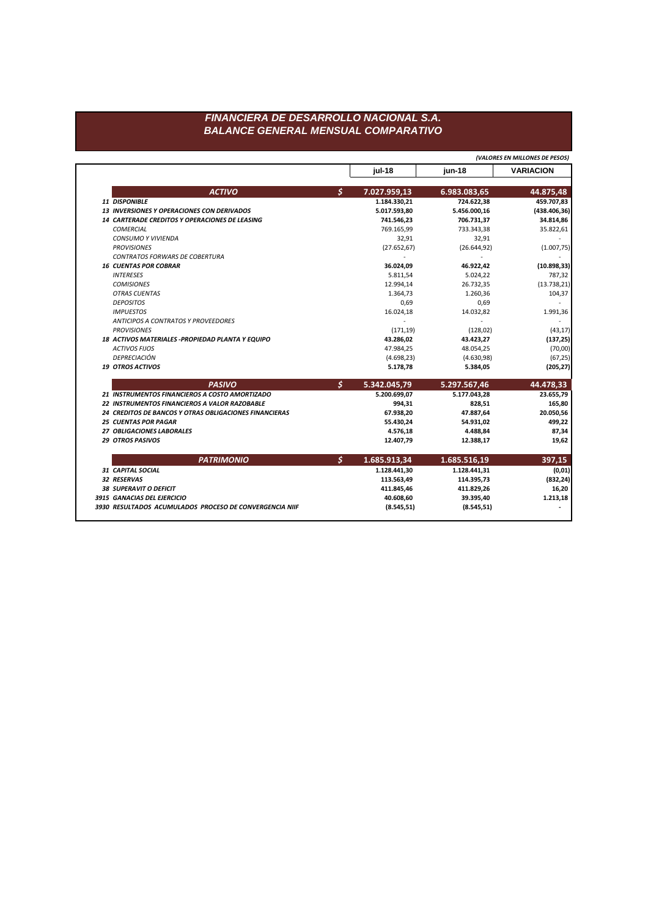# FINANCIERA DE DESARROLLO NACIONAL S.A.
## BALANCE GENERAL MENSUAL COMPARATIVO

*(VALORES EN MILLONES DE PESOS)*

| | | jul-18 | jun-18 | VARIACION |
|---|---|---|---|---|
| ***ACTIVO*** | $ | **7.027.959,13** | **6.983.083,65** | **44.875,48** |
| ***11 DISPONIBLE*** | | **1.184.330,21** | **724.622,38** | **459.707,83** |
| ***13 INVERSIONES Y OPERACIONES CON DERIVADOS*** | | **5.017.593,80** | **5.456.000,16** | **(438.406,36)** |
| ***14 CARTERADE CREDITOS Y OPERACIONES DE LEASING*** | | **741.546,23** | **706.731,37** | **34.814,86** |
| *COMERCIAL* | | 769.165,99 | 733.343,38 | 35.822,61 |
| *CONSUMO Y VIVIENDA* | | 32,91 | 32,91 | - |
| *PROVISIONES* | | (27.652,67) | (26.644,92) | (1.007,75) |
| *CONTRATOS FORWARS DE COBERTURA* | | - | - | - |
| ***16 CUENTAS POR COBRAR*** | | **36.024,09** | **46.922,42** | **(10.898,33)** |
| *INTERESES* | | 5.811,54 | 5.024,22 | 787,32 |
| *COMISIONES* | | 12.994,14 | 26.732,35 | (13.738,21) |
| *OTRAS CUENTAS* | | 1.364,73 | 1.260,36 | 104,37 |
| *DEPOSITOS* | | 0,69 | 0,69 | - |
| *IMPUESTOS* | | 16.024,18 | 14.032,82 | 1.991,36 |
| *ANTICIPOS A CONTRATOS Y PROVEEDORES* | | - | - | - |
| *PROVISIONES* | | (171,19) | (128,02) | (43,17) |
| ***18 ACTIVOS MATERIALES -PROPIEDAD PLANTA Y EQUIPO*** | | **43.286,02** | **43.423,27** | **(137,25)** |
| *ACTIVOS FIJOS* | | 47.984,25 | 48.054,25 | (70,00) |
| *DEPRECIACIÓN* | | (4.698,23) | (4.630,98) | (67,25) |
| ***19 OTROS ACTIVOS*** | | **5.178,78** | **5.384,05** | **(205,27)** |
| ***PASIVO*** | $ | **5.342.045,79** | **5.297.567,46** | **44.478,33** |
| ***21 INSTRUMENTOS FINANCIEROS A COSTO AMORTIZADO*** | | **5.200.699,07** | **5.177.043,28** | **23.655,79** |
| ***22 INSTRUMENTOS FINANCIEROS A VALOR RAZOBABLE*** | | **994,31** | **828,51** | **165,80** |
| ***24 CREDITOS DE BANCOS Y OTRAS OBLIGACIONES FINANCIERAS*** | | **67.938,20** | **47.887,64** | **20.050,56** |
| ***25 CUENTAS POR PAGAR*** | | **55.430,24** | **54.931,02** | **499,22** |
| ***27 OBLIGACIONES LABORALES*** | | **4.576,18** | **4.488,84** | **87,34** |
| ***29 OTROS PASIVOS*** | | **12.407,79** | **12.388,17** | **19,62** |
| ***PATRIMONIO*** | $ | **1.685.913,34** | **1.685.516,19** | **397,15** |
| ***31 CAPITAL SOCIAL*** | | **1.128.441,30** | **1.128.441,31** | **(0,01)** |
| ***32 RESERVAS*** | | **113.563,49** | **114.395,73** | **(832,24)** |
| ***38 SUPERAVIT O DEFICIT*** | | **411.845,46** | **411.829,26** | **16,20** |
| ***3915 GANACIAS DEL EJERCICIO*** | | **40.608,60** | **39.395,40** | **1.213,18** |
| ***3930 RESULTADOS ACUMULADOS PROCESO DE CONVERGENCIA NIIF*** | | **(8.545,51)** | **(8.545,51)** | **-** |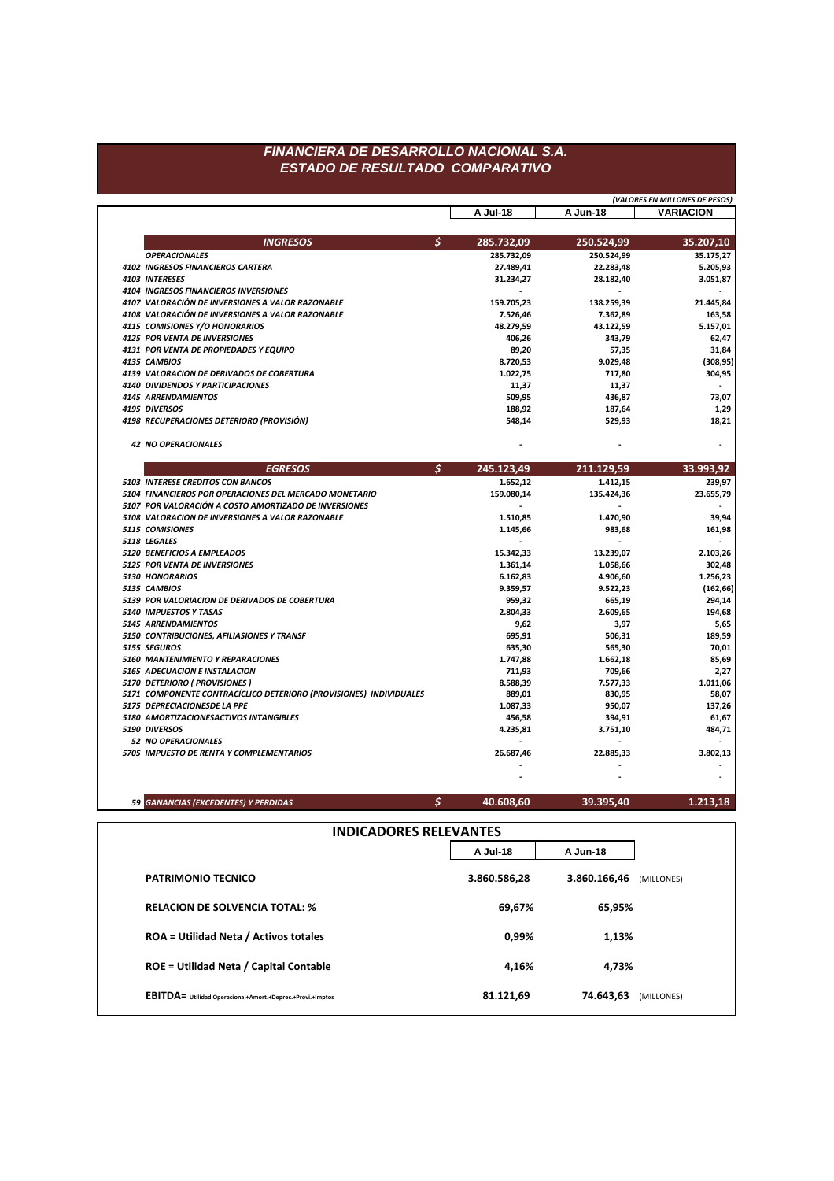# FINANCIERA DE DESARROLLO NACIONAL S.A.
## ESTADO DE RESULTADO COMPARATIVO

*(VALORES EN MILLONES DE PESOS)*

| | | A Jul-18 | A Jun-18 | VARIACION |
|---|---|---|---|---|
| ***INGRESOS*** | $ | **285.732,09** | **250.524,99** | **35.207,10** |
| ***OPERACIONALES*** | | 285.732,09 | 250.524,99 | 35.175,27 |
| *4102 INGRESOS FINANCIEROS CARTERA* | | 27.489,41 | 22.283,48 | 5.205,93 |
| *4103 INTERESES* | | 31.234,27 | 28.182,40 | 3.051,87 |
| *4104 INGRESOS FINANCIEROS INVERSIONES* | | - | - | - |
| *4107 VALORACIÓN DE INVERSIONES A VALOR RAZONABLE* | | 159.705,23 | 138.259,39 | 21.445,84 |
| *4108 VALORACIÓN DE INVERSIONES A VALOR RAZONABLE* | | 7.526,46 | 7.362,89 | 163,58 |
| *4115 COMISIONES Y/O HONORARIOS* | | 48.279,59 | 43.122,59 | 5.157,01 |
| *4125 POR VENTA DE INVERSIONES* | | 406,26 | 343,79 | 62,47 |
| *4131 POR VENTA DE PROPIEDADES Y EQUIPO* | | 89,20 | 57,35 | 31,84 |
| *4135 CAMBIOS* | | 8.720,53 | 9.029,48 | (308,95) |
| *4139 VALORACION DE DERIVADOS DE COBERTURA* | | 1.022,75 | 717,80 | 304,95 |
| *4140 DIVIDENDOS Y PARTICIPACIONES* | | 11,37 | 11,37 | - |
| *4145 ARRENDAMIENTOS* | | 509,95 | 436,87 | 73,07 |
| *4195 DIVERSOS* | | 188,92 | 187,64 | 1,29 |
| *4198 RECUPERACIONES DETERIORO (PROVISIÓN)* | | 548,14 | 529,93 | 18,21 |
| *42 NO OPERACIONALES* | | - | - | - |
| ***EGRESOS*** | $ | **245.123,49** | **211.129,59** | **33.993,92** |
| *5103 INTERESE CREDITOS CON BANCOS* | | 1.652,12 | 1.412,15 | 239,97 |
| *5104 FINANCIEROS POR OPERACIONES DEL MERCADO MONETARIO* | | 159.080,14 | 135.424,36 | 23.655,79 |
| *5107 POR VALORACIÓN A COSTO AMORTIZADO DE INVERSIONES* | | - | - | - |
| *5108 VALORACION DE INVERSIONES A VALOR RAZONABLE* | | 1.510,85 | 1.470,90 | 39,94 |
| *5115 COMISIONES* | | 1.145,66 | 983,68 | 161,98 |
| *5118 LEGALES* | | - | - | - |
| *5120 BENEFICIOS A EMPLEADOS* | | 15.342,33 | 13.239,07 | 2.103,26 |
| *5125 POR VENTA DE INVERSIONES* | | 1.361,14 | 1.058,66 | 302,48 |
| *5130 HONORARIOS* | | 6.162,83 | 4.906,60 | 1.256,23 |
| *5135 CAMBIOS* | | 9.359,57 | 9.522,23 | (162,66) |
| *5139 POR VALORIACION DE DERIVADOS DE COBERTURA* | | 959,32 | 665,19 | 294,14 |
| *5140 IMPUESTOS Y TASAS* | | 2.804,33 | 2.609,65 | 194,68 |
| *5145 ARRENDAMIENTOS* | | 9,62 | 3,97 | 5,65 |
| *5150 CONTRIBUCIONES, AFILIASIONES Y TRANSF* | | 695,91 | 506,31 | 189,59 |
| *5155 SEGUROS* | | 635,30 | 565,30 | 70,01 |
| *5160 MANTENIMIENTO Y REPARACIONES* | | 1.747,88 | 1.662,18 | 85,69 |
| *5165 ADECUACION E INSTALACION* | | 711,93 | 709,66 | 2,27 |
| *5170 DETERIORO ( PROVISIONES )* | | 8.588,39 | 7.577,33 | 1.011,06 |
| *5171 COMPONENTE CONTRACÍCLICO DETERIORO (PROVISIONES) INDIVIDUALES* | | 889,01 | 830,95 | 58,07 |
| *5175 DEPRECIACIONESDE LA PPE* | | 1.087,33 | 950,07 | 137,26 |
| *5180 AMORTIZACIONESACTIVOS INTANGIBLES* | | 456,58 | 394,91 | 61,67 |
| *5190 DIVERSOS* | | 4.235,81 | 3.751,10 | 484,71 |
| *52 NO OPERACIONALES* | | - | - | - |
| *5705 IMPUESTO DE RENTA Y COMPLEMENTARIOS* | | 26.687,46 | 22.885,33 | 3.802,13 |
| | | - | - | - |
| | | - | - | - |
| ***59 GANANCIAS (EXCEDENTES) Y PERDIDAS*** | $ | **40.608,60** | **39.395,40** | **1.213,18** |

## INDICADORES RELEVANTES

| | A Jul-18 | A Jun-18 | |
|---|---|---|---|
| **PATRIMONIO TECNICO** | **3.860.586,28** | **3.860.166,46** | (MILLONES) |
| **RELACION DE SOLVENCIA TOTAL: %** | **69,67%** | **65,95%** | |
| **ROA = Utilidad Neta / Activos totales** | **0,99%** | **1,13%** | |
| **ROE = Utilidad Neta / Capital Contable** | **4,16%** | **4,73%** | |
| **EBITDA=** Utilidad Operacional+Amort.+Deprec.+Provi.+Imptos | **81.121,69** | **74.643,63** | (MILLONES) |